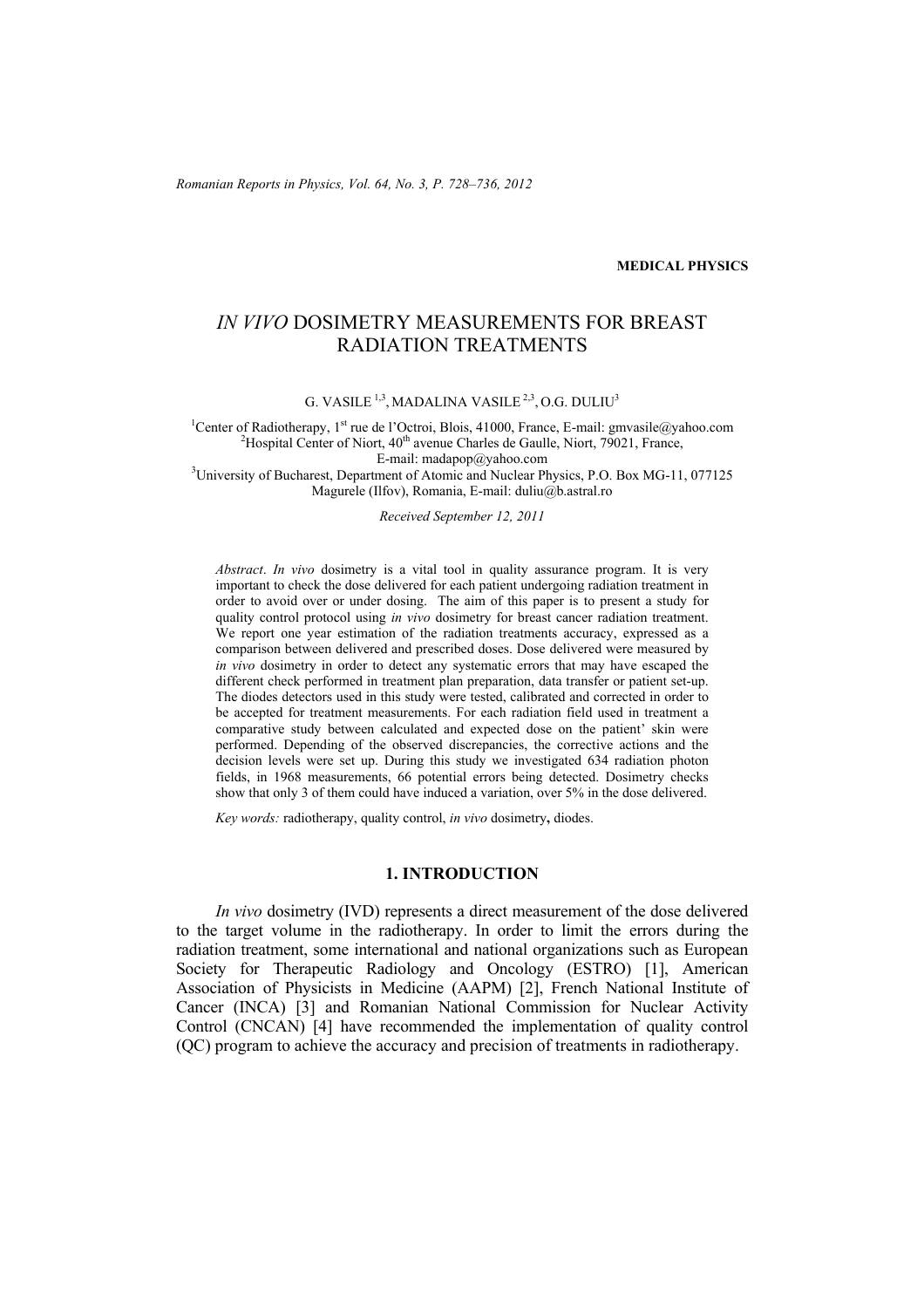MEDICAL PHYSICS

# *IN VIVO* DOSIMETRY MEASUREMENTS FOR BREAST RADIATION TREATMENTS

G. VASILE [1,3], MADALINA VASILE [2,3], O.G. DULIU[3]

[1]Center of Radiotherapy, 1st rue de l'Octroi, Blois, 41000, France, E-mail: gmvasile@yahoo.com
[2]Hospital Center of Niort, 40th avenue Charles de Gaulle, Niort, 79021, France,
E-mail: madapop@yahoo.com
[3]University of Bucharest, Department of Atomic and Nuclear Physics, P.O. Box MG-11, 077125 Magurele (Ilfov), Romania, E-mail: duliu@b.astral.ro

*Received September 12, 2011*

*Abstract*. *In vivo* dosimetry is a vital tool in quality assurance program. It is very important to check the dose delivered for each patient undergoing radiation treatment in order to avoid over or under dosing. The aim of this paper is to present a study for quality control protocol using *in vivo* dosimetry for breast cancer radiation treatment. We report one year estimation of the radiation treatments accuracy, expressed as a comparison between delivered and prescribed doses. Dose delivered were measured by *in vivo* dosimetry in order to detect any systematic errors that may have escaped the different check performed in treatment plan preparation, data transfer or patient set-up. The diodes detectors used in this study were tested, calibrated and corrected in order to be accepted for treatment measurements. For each radiation field used in treatment a comparative study between calculated and expected dose on the patient' skin were performed. Depending of the observed discrepancies, the corrective actions and the decision levels were set up. During this study we investigated 634 radiation photon fields, in 1968 measurements, 66 potential errors being detected. Dosimetry checks show that only 3 of them could have induced a variation, over 5% in the dose delivered.

*Key words:* radiotherapy, quality control, *in vivo* dosimetry**,** diodes.

## 1. INTRODUCTION

*In vivo* dosimetry (IVD) represents a direct measurement of the dose delivered to the target volume in the radiotherapy. In order to limit the errors during the radiation treatment, some international and national organizations such as European Society for Therapeutic Radiology and Oncology (ESTRO) [1], American Association of Physicists in Medicine (AAPM) [2], French National Institute of Cancer (INCA) [3] and Romanian National Commission for Nuclear Activity Control (CNCAN) [4] have recommended the implementation of quality control (QC) program to achieve the accuracy and precision of treatments in radiotherapy.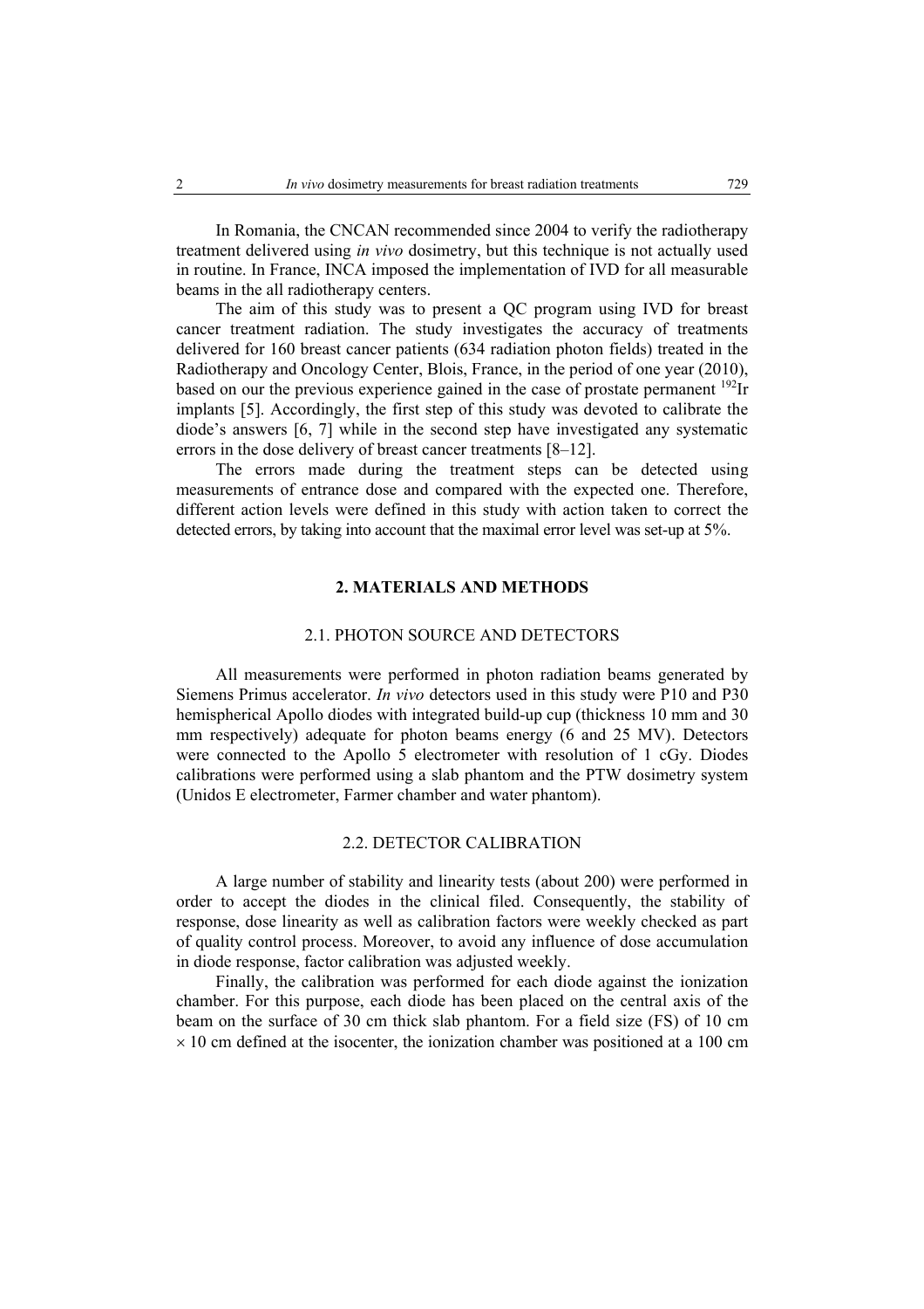In Romania, the CNCAN recommended since 2004 to verify the radiotherapy treatment delivered using *in vivo* dosimetry, but this technique is not actually used in routine. In France, INCA imposed the implementation of IVD for all measurable beams in the all radiotherapy centers.

The aim of this study was to present a QC program using IVD for breast cancer treatment radiation. The study investigates the accuracy of treatments delivered for 160 breast cancer patients (634 radiation photon fields) treated in the Radiotherapy and Oncology Center, Blois, France, in the period of one year (2010), based on our the previous experience gained in the case of prostate permanent $^{192}$Ir implants [5]. Accordingly, the first step of this study was devoted to calibrate the diode's answers [6, 7] while in the second step have investigated any systematic errors in the dose delivery of breast cancer treatments [8–12].

The errors made during the treatment steps can be detected using measurements of entrance dose and compared with the expected one. Therefore, different action levels were defined in this study with action taken to correct the detected errors, by taking into account that the maximal error level was set-up at 5%.

## 2. MATERIALS AND METHODS

### 2.1. PHOTON SOURCE AND DETECTORS

All measurements were performed in photon radiation beams generated by Siemens Primus accelerator. *In vivo* detectors used in this study were P10 and P30 hemispherical Apollo diodes with integrated build-up cup (thickness 10 mm and 30 mm respectively) adequate for photon beams energy (6 and 25 MV). Detectors were connected to the Apollo 5 electrometer with resolution of 1 cGy. Diodes calibrations were performed using a slab phantom and the PTW dosimetry system (Unidos E electrometer, Farmer chamber and water phantom).

### 2.2. DETECTOR CALIBRATION

A large number of stability and linearity tests (about 200) were performed in order to accept the diodes in the clinical filed. Consequently, the stability of response, dose linearity as well as calibration factors were weekly checked as part of quality control process. Moreover, to avoid any influence of dose accumulation in diode response, factor calibration was adjusted weekly.

Finally, the calibration was performed for each diode against the ionization chamber. For this purpose, each diode has been placed on the central axis of the beam on the surface of 30 cm thick slab phantom. For a field size (FS) of 10 cm $\times$ 10 cm defined at the isocenter, the ionization chamber was positioned at a 100 cm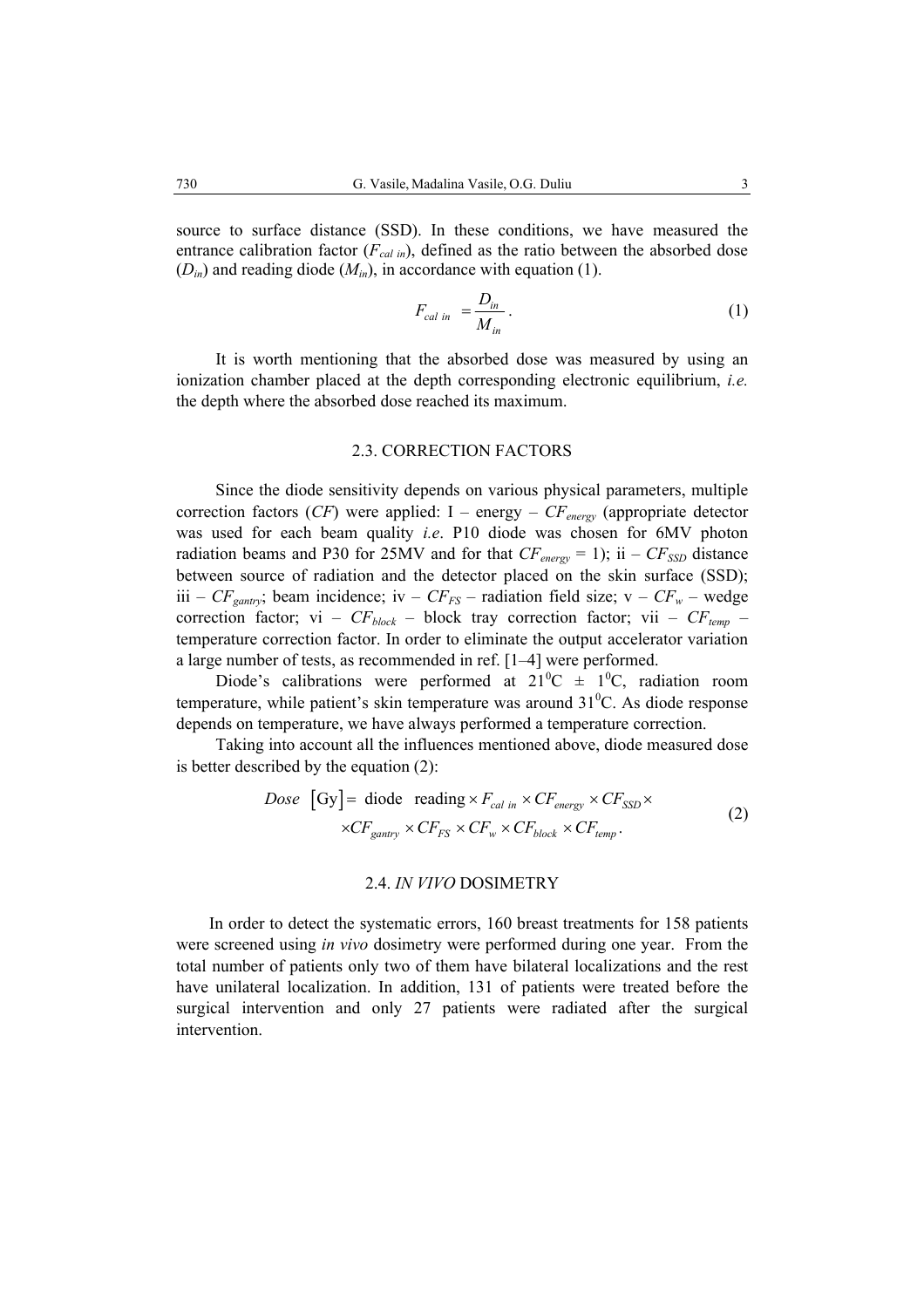source to surface distance (SSD). In these conditions, we have measured the entrance calibration factor ($F_{cal\ in}$), defined as the ratio between the absorbed dose ($D_{in}$) and reading diode ($M_{in}$), in accordance with equation (1).

$$F_{cal\ in} = \frac{D_{in}}{M_{in}}. \tag{1}$$

It is worth mentioning that the absorbed dose was measured by using an ionization chamber placed at the depth corresponding electronic equilibrium, *i.e.* the depth where the absorbed dose reached its maximum.

### 2.3. CORRECTION FACTORS

Since the diode sensitivity depends on various physical parameters, multiple correction factors (*CF*) were applied: I – energy – $CF_{energy}$ (appropriate detector was used for each beam quality *i.e*. P10 diode was chosen for 6MV photon radiation beams and P30 for 25MV and for that $CF_{energy}$ = 1); ii – $CF_{SSD}$ distance between source of radiation and the detector placed on the skin surface (SSD); iii – $CF_{gantry}$; beam incidence; iv – $CF_{FS}$ – radiation field size; v – $CF_w$ – wedge correction factor; vi – $CF_{block}$ – block tray correction factor; vii – $CF_{temp}$ – temperature correction factor. In order to eliminate the output accelerator variation a large number of tests, as recommended in ref. [1–4] were performed.

Diode's calibrations were performed at $21^0$C ± $1^0$C, radiation room temperature, while patient's skin temperature was around $31^0$C. As diode response depends on temperature, we have always performed a temperature correction.

Taking into account all the influences mentioned above, diode measured dose is better described by the equation (2):

$$\begin{aligned} Dose\ [\text{Gy}] = \text{diode reading} \times F_{cal\ in} \times CF_{energy} \times CF_{SSD} \times \\ \times CF_{gantry} \times CF_{FS} \times CF_w \times CF_{block} \times CF_{temp}. \end{aligned} \tag{2}$$

### 2.4. *IN VIVO* DOSIMETRY

In order to detect the systematic errors, 160 breast treatments for 158 patients were screened using *in vivo* dosimetry were performed during one year. From the total number of patients only two of them have bilateral localizations and the rest have unilateral localization. In addition, 131 of patients were treated before the surgical intervention and only 27 patients were radiated after the surgical intervention.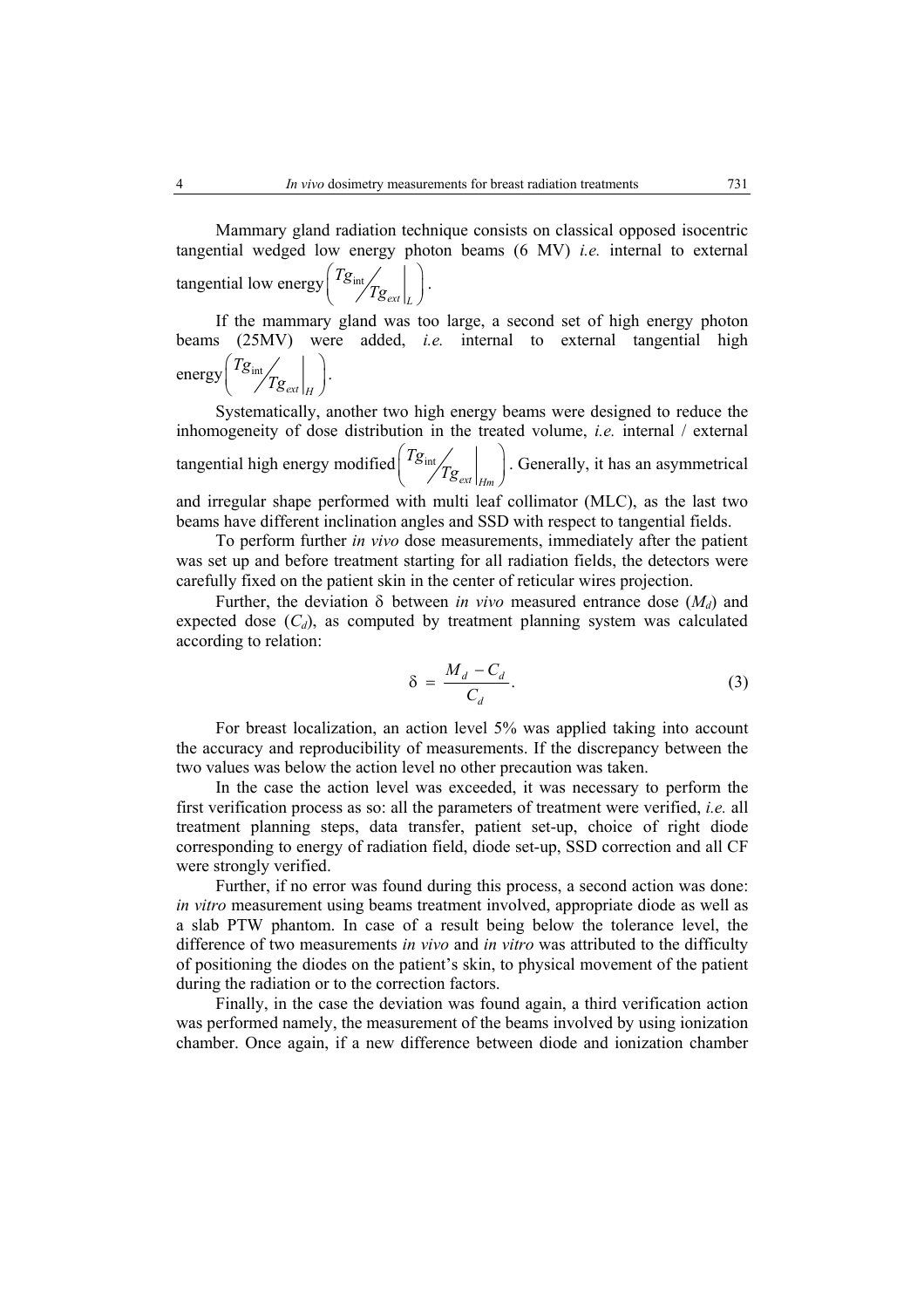Mammary gland radiation technique consists on classical opposed isocentric tangential wedged low energy photon beams (6 MV) *i.e.* internal to external tangential low energy $\left( Tg_{\text{int}} \big/ Tg_{ext} \Big|_{L} \right)$.

If the mammary gland was too large, a second set of high energy photon beams (25MV) were added, *i.e.* internal to external tangential high energy $\left( Tg_{\text{int}} \big/ Tg_{ext} \Big|_{H} \right)$.

Systematically, another two high energy beams were designed to reduce the inhomogeneity of dose distribution in the treated volume, *i.e.* internal / external tangential high energy modified $\left( Tg_{\text{int}} \big/ Tg_{ext} \Big|_{Hm} \right)$. Generally, it has an asymmetrical and irregular shape performed with multi leaf collimator (MLC), as the last two beams have different inclination angles and SSD with respect to tangential fields.

To perform further *in vivo* dose measurements, immediately after the patient was set up and before treatment starting for all radiation fields, the detectors were carefully fixed on the patient skin in the center of reticular wires projection.

Further, the deviation δ between *in vivo* measured entrance dose ($M_d$) and expected dose ($C_d$), as computed by treatment planning system was calculated according to relation:

$$\delta = \frac{M_d - C_d}{C_d}. \tag{3}$$

For breast localization, an action level 5% was applied taking into account the accuracy and reproducibility of measurements. If the discrepancy between the two values was below the action level no other precaution was taken.

In the case the action level was exceeded, it was necessary to perform the first verification process as so: all the parameters of treatment were verified, *i.e.* all treatment planning steps, data transfer, patient set-up, choice of right diode corresponding to energy of radiation field, diode set-up, SSD correction and all CF were strongly verified.

Further, if no error was found during this process, a second action was done: *in vitro* measurement using beams treatment involved, appropriate diode as well as a slab PTW phantom. In case of a result being below the tolerance level, the difference of two measurements *in vivo* and *in vitro* was attributed to the difficulty of positioning the diodes on the patient's skin, to physical movement of the patient during the radiation or to the correction factors.

Finally, in the case the deviation was found again, a third verification action was performed namely, the measurement of the beams involved by using ionization chamber. Once again, if a new difference between diode and ionization chamber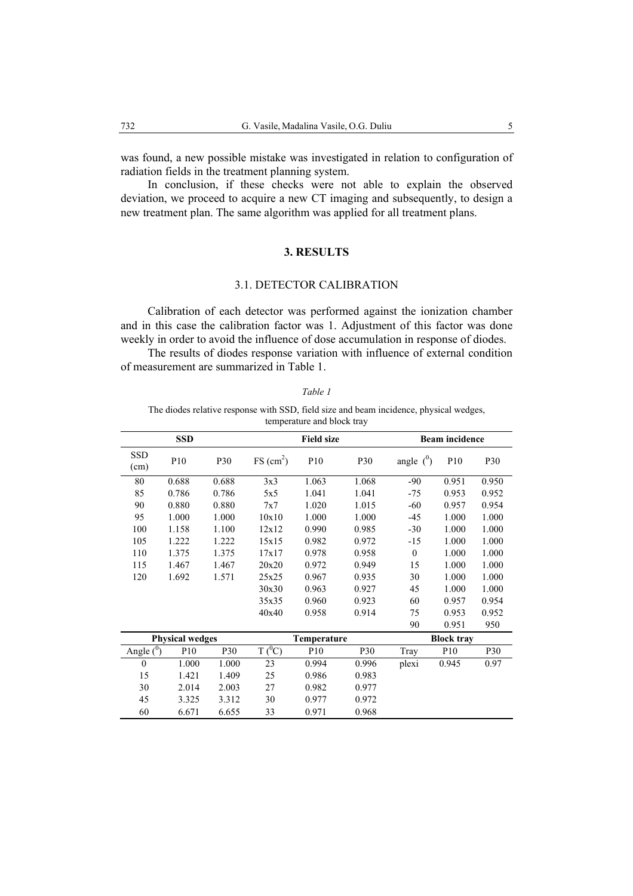was found, a new possible mistake was investigated in relation to configuration of radiation fields in the treatment planning system.

In conclusion, if these checks were not able to explain the observed deviation, we proceed to acquire a new CT imaging and subsequently, to design a new treatment plan. The same algorithm was applied for all treatment plans.

## 3. RESULTS

### 3.1. DETECTOR CALIBRATION

Calibration of each detector was performed against the ionization chamber and in this case the calibration factor was 1. Adjustment of this factor was done weekly in order to avoid the influence of dose accumulation in response of diodes.

The results of diodes response variation with influence of external condition of measurement are summarized in Table 1.

*Table 1*

The diodes relative response with SSD, field size and beam incidence, physical wedges, temperature and block tray

| SSD | | | Field size | | | Beam incidence | | |
|---|---|---|---|---|---|---|---|---|
| SSD (cm) | P10 | P30 | FS (cm$^2$) | P10 | P30 | angle ($^0$) | P10 | P30 |
| 80 | 0.688 | 0.688 | 3x3 | 1.063 | 1.068 | -90 | 0.951 | 0.950 |
| 85 | 0.786 | 0.786 | 5x5 | 1.041 | 1.041 | -75 | 0.953 | 0.952 |
| 90 | 0.880 | 0.880 | 7x7 | 1.020 | 1.015 | -60 | 0.957 | 0.954 |
| 95 | 1.000 | 1.000 | 10x10 | 1.000 | 1.000 | -45 | 1.000 | 1.000 |
| 100 | 1.158 | 1.100 | 12x12 | 0.990 | 0.985 | -30 | 1.000 | 1.000 |
| 105 | 1.222 | 1.222 | 15x15 | 0.982 | 0.972 | -15 | 1.000 | 1.000 |
| 110 | 1.375 | 1.375 | 17x17 | 0.978 | 0.958 | 0 | 1.000 | 1.000 |
| 115 | 1.467 | 1.467 | 20x20 | 0.972 | 0.949 | 15 | 1.000 | 1.000 |
| 120 | 1.692 | 1.571 | 25x25 | 0.967 | 0.935 | 30 | 1.000 | 1.000 |
| | | | 30x30 | 0.963 | 0.927 | 45 | 1.000 | 1.000 |
| | | | 35x35 | 0.960 | 0.923 | 60 | 0.957 | 0.954 |
| | | | 40x40 | 0.958 | 0.914 | 75 | 0.953 | 0.952 |
| | | | | | | 90 | 0.951 | 950 |
| **Physical wedges** | | | **Temperature** | | | **Block tray** | | |
| Angle ($^0$) | P10 | P30 | T ($^0$C) | P10 | P30 | Tray | P10 | P30 |
| 0 | 1.000 | 1.000 | 23 | 0.994 | 0.996 | plexi | 0.945 | 0.97 |
| 15 | 1.421 | 1.409 | 25 | 0.986 | 0.983 | | | |
| 30 | 2.014 | 2.003 | 27 | 0.982 | 0.977 | | | |
| 45 | 3.325 | 3.312 | 30 | 0.977 | 0.972 | | | |
| 60 | 6.671 | 6.655 | 33 | 0.971 | 0.968 | | | |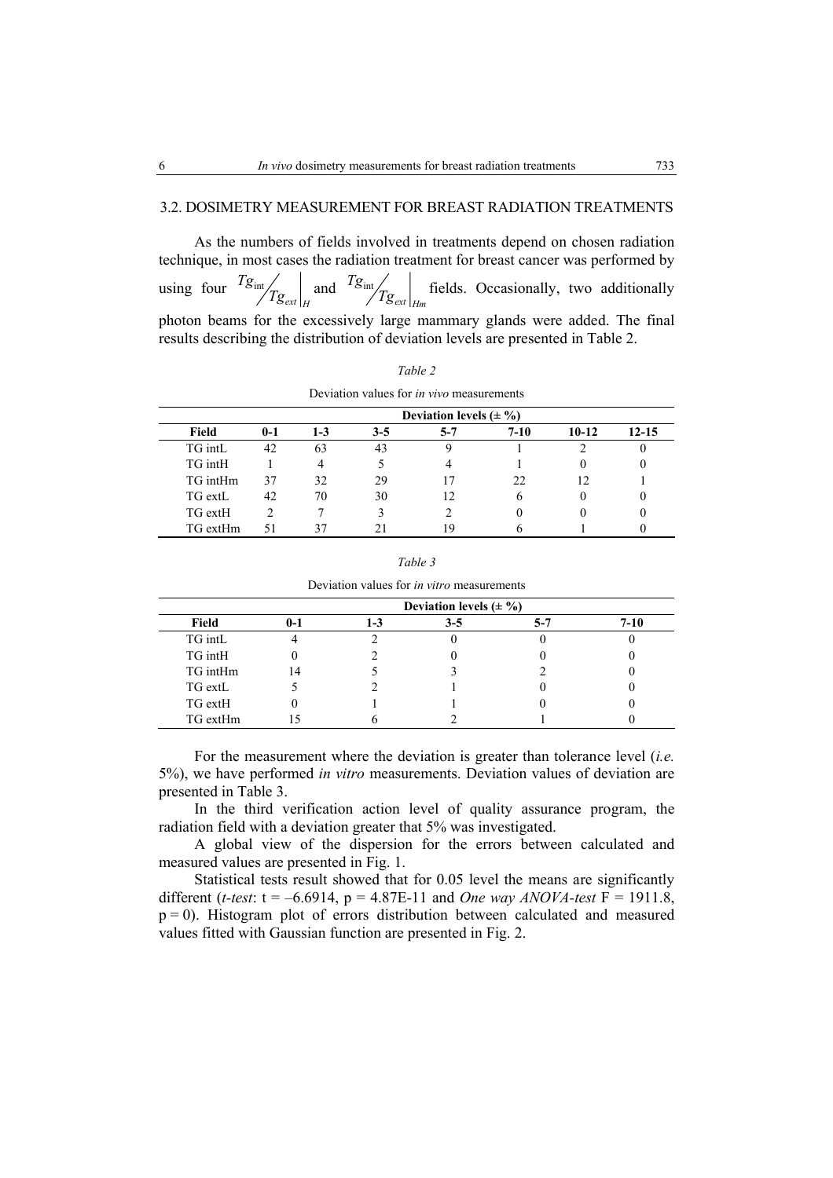## 3.2. DOSIMETRY MEASUREMENT FOR BREAST RADIATION TREATMENTS

As the numbers of fields involved in treatments depend on chosen radiation technique, in most cases the radiation treatment for breast cancer was performed by using four $\left. {}^{Tg_{\text{int}}}\!/\!_{Tg_{ext}} \right|_H$ and $\left. {}^{Tg_{\text{int}}}\!/\!_{Tg_{ext}} \right|_{Hm}$ fields. Occasionally, two additionally photon beams for the excessively large mammary glands were added. The final results describing the distribution of deviation levels are presented in Table 2.

*Table 2*

Deviation values for *in vivo* measurements

| | **Deviation levels (± %)** | | | | | | |
|---|---|---|---|---|---|---|---|
| **Field** | **0-1** | **1-3** | **3-5** | **5-7** | **7-10** | **10-12** | **12-15** |
| TG intL | 42 | 63 | 43 | 9 | 1 | 2 | 0 |
| TG intH | 1 | 4 | 5 | 4 | 1 | 0 | 0 |
| TG intHm | 37 | 32 | 29 | 17 | 22 | 12 | 1 |
| TG extL | 42 | 70 | 30 | 12 | 6 | 0 | 0 |
| TG extH | 2 | 7 | 3 | 2 | 0 | 0 | 0 |
| TG extHm | 51 | 37 | 21 | 19 | 6 | 1 | 0 |

*Table 3*

Deviation values for *in vitro* measurements

| | **Deviation levels (± %)** | | | | |
|---|---|---|---|---|---|
| **Field** | **0-1** | **1-3** | **3-5** | **5-7** | **7-10** |
| TG intL | 4 | 2 | 0 | 0 | 0 |
| TG intH | 0 | 2 | 0 | 0 | 0 |
| TG intHm | 14 | 5 | 3 | 2 | 0 |
| TG extL | 5 | 2 | 1 | 0 | 0 |
| TG extH | 0 | 1 | 1 | 0 | 0 |
| TG extHm | 15 | 6 | 2 | 1 | 0 |

For the measurement where the deviation is greater than tolerance level (*i.e.* 5%), we have performed *in vitro* measurements. Deviation values of deviation are presented in Table 3.

In the third verification action level of quality assurance program, the radiation field with a deviation greater that 5% was investigated.

A global view of the dispersion for the errors between calculated and measured values are presented in Fig. 1.

Statistical tests result showed that for 0.05 level the means are significantly different (*t-test*: $t = -6.6914$, $p = 4.87\text{E-}11$ and *One way ANOVA-test* $F = 1911.8$, $p = 0$). Histogram plot of errors distribution between calculated and measured values fitted with Gaussian function are presented in Fig. 2.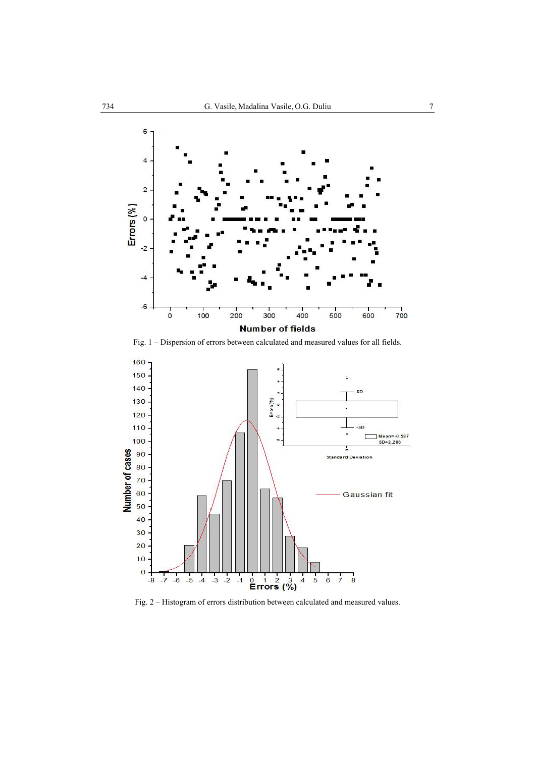Fig. 1 – Dispersion of errors between calculated and measured values for all fields.

Fig. 2 – Histogram of errors distribution between calculated and measured values.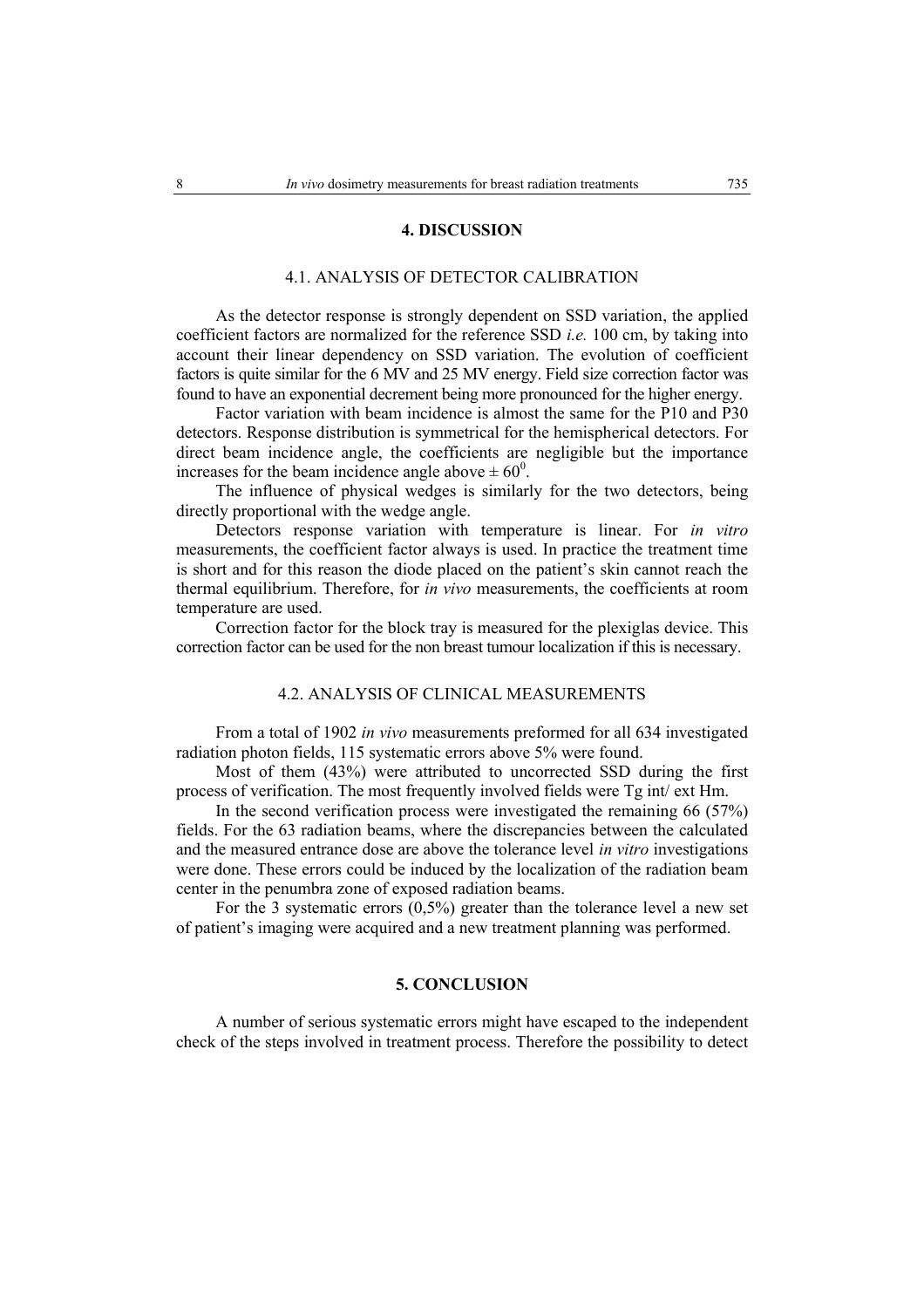## 4. DISCUSSION

### 4.1. ANALYSIS OF DETECTOR CALIBRATION

As the detector response is strongly dependent on SSD variation, the applied coefficient factors are normalized for the reference SSD *i.e.* 100 cm, by taking into account their linear dependency on SSD variation. The evolution of coefficient factors is quite similar for the 6 MV and 25 MV energy. Field size correction factor was found to have an exponential decrement being more pronounced for the higher energy.

Factor variation with beam incidence is almost the same for the P10 and P30 detectors. Response distribution is symmetrical for the hemispherical detectors. For direct beam incidence angle, the coefficients are negligible but the importance increases for the beam incidence angle above $\pm 60^0$.

The influence of physical wedges is similarly for the two detectors, being directly proportional with the wedge angle.

Detectors response variation with temperature is linear. For *in vitro* measurements, the coefficient factor always is used. In practice the treatment time is short and for this reason the diode placed on the patient's skin cannot reach the thermal equilibrium. Therefore, for *in vivo* measurements, the coefficients at room temperature are used.

Correction factor for the block tray is measured for the plexiglas device. This correction factor can be used for the non breast tumour localization if this is necessary.

### 4.2. ANALYSIS OF CLINICAL MEASUREMENTS

From a total of 1902 *in vivo* measurements preformed for all 634 investigated radiation photon fields, 115 systematic errors above 5% were found.

Most of them (43%) were attributed to uncorrected SSD during the first process of verification. The most frequently involved fields were Tg int/ ext Hm.

In the second verification process were investigated the remaining 66 (57%) fields. For the 63 radiation beams, where the discrepancies between the calculated and the measured entrance dose are above the tolerance level *in vitro* investigations were done. These errors could be induced by the localization of the radiation beam center in the penumbra zone of exposed radiation beams.

For the 3 systematic errors (0,5%) greater than the tolerance level a new set of patient's imaging were acquired and a new treatment planning was performed.

## 5. CONCLUSION

A number of serious systematic errors might have escaped to the independent check of the steps involved in treatment process. Therefore the possibility to detect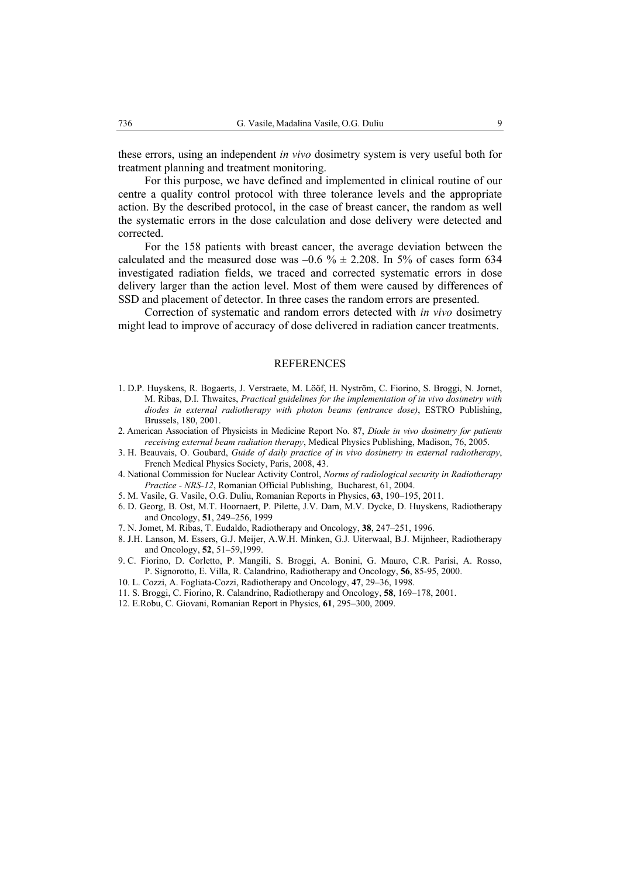these errors, using an independent *in vivo* dosimetry system is very useful both for treatment planning and treatment monitoring.

For this purpose, we have defined and implemented in clinical routine of our centre a quality control protocol with three tolerance levels and the appropriate action. By the described protocol, in the case of breast cancer, the random as well the systematic errors in the dose calculation and dose delivery were detected and corrected.

For the 158 patients with breast cancer, the average deviation between the calculated and the measured dose was $-0.6\ \% \pm 2.208$. In 5% of cases form 634 investigated radiation fields, we traced and corrected systematic errors in dose delivery larger than the action level. Most of them were caused by differences of SSD and placement of detector. In three cases the random errors are presented.

Correction of systematic and random errors detected with *in vivo* dosimetry might lead to improve of accuracy of dose delivered in radiation cancer treatments.

## REFERENCES

1. D.P. Huyskens, R. Bogaerts, J. Verstraete, M. Lööf, H. Nyström, C. Fiorino, S. Broggi, N. Jornet, M. Ribas, D.I. Thwaites, *Practical guidelines for the implementation of in vivo dosimetry with diodes in external radiotherapy with photon beams (entrance dose)*, ESTRO Publishing, Brussels, 180, 2001.
2. American Association of Physicists in Medicine Report No. 87, *Diode in vivo dosimetry for patients receiving external beam radiation therapy*, Medical Physics Publishing, Madison, 76, 2005.
3. H. Beauvais, O. Goubard, *Guide of daily practice of in vivo dosimetry in external radiotherapy*, French Medical Physics Society, Paris, 2008, 43.
4. National Commission for Nuclear Activity Control, *Norms of radiological security in Radiotherapy Practice - NRS-12*, Romanian Official Publishing, Bucharest, 61, 2004.
5. M. Vasile, G. Vasile, O.G. Duliu, Romanian Reports in Physics, **63**, 190–195, 2011.
6. D. Georg, B. Ost, M.T. Hoornaert, P. Pilette, J.V. Dam, M.V. Dycke, D. Huyskens, Radiotherapy and Oncology, **51**, 249–256, 1999
7. N. Jomet, M. Ribas, T. Eudaldo, Radiotherapy and Oncology, **38**, 247–251, 1996.
8. J.H. Lanson, M. Essers, G.J. Meijer, A.W.H. Minken, G.J. Uiterwaal, B.J. Mijnheer, Radiotherapy and Oncology, **52**, 51–59,1999.
9. C. Fiorino, D. Corletto, P. Mangili, S. Broggi, A. Bonini, G. Mauro, C.R. Parisi, A. Rosso, P. Signorotto, E. Villa, R. Calandrino, Radiotherapy and Oncology, **56**, 85-95, 2000.
10. L. Cozzi, A. Fogliata-Cozzi, Radiotherapy and Oncology, **47**, 29–36, 1998.
11. S. Broggi, C. Fiorino, R. Calandrino, Radiotherapy and Oncology, **58**, 169–178, 2001.
12. E.Robu, C. Giovani, Romanian Report in Physics, **61**, 295–300, 2009.